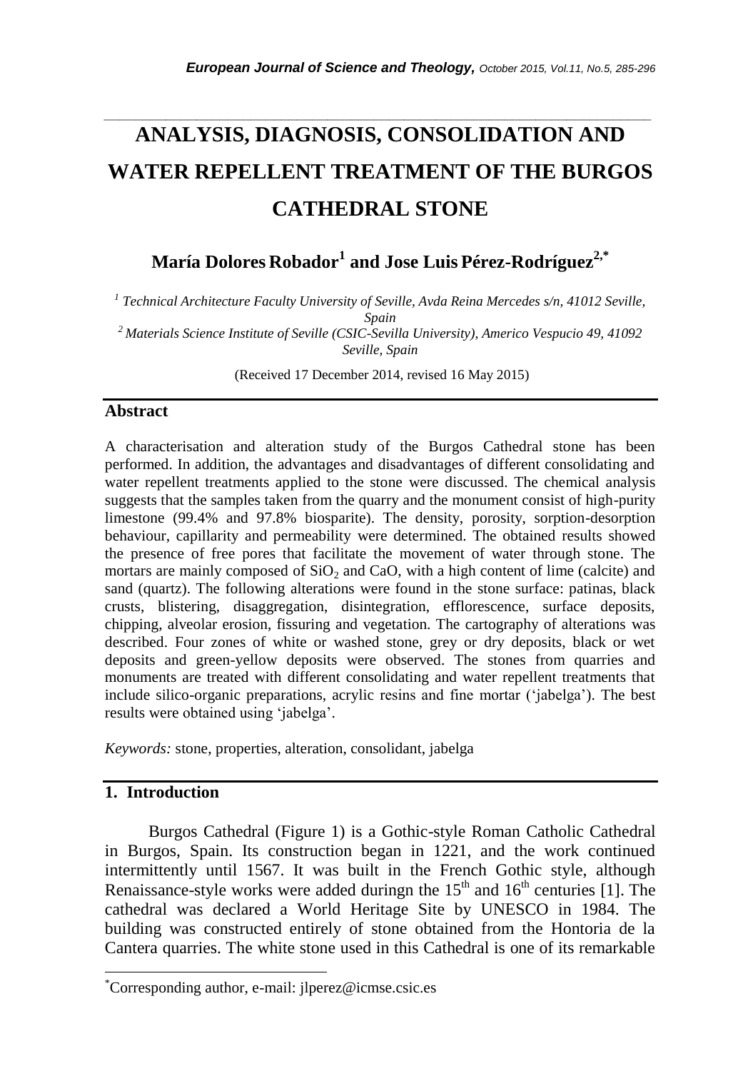# ANALYSIS, DIAGNOSIS, CONSOLIDATION AND WATER REPELLENT TREATMENT OF THE BURGOS CATHEDRAL STONE

**María Dolores Robador[1] and Jose Luis Pérez-Rodríguez[2,*]**

*[1] Technical Architecture Faculty University of Seville, Avda Reina Mercedes s/n, 41012 Seville, Spain*

*[2] Materials Science Institute of Seville (CSIC-Sevilla University), Americo Vespucio 49, 41092 Seville, Spain*

(Received 17 December 2014, revised 16 May 2015)

## Abstract

A characterisation and alteration study of the Burgos Cathedral stone has been performed. In addition, the advantages and disadvantages of different consolidating and water repellent treatments applied to the stone were discussed. The chemical analysis suggests that the samples taken from the quarry and the monument consist of high-purity limestone (99.4% and 97.8% biosparite). The density, porosity, sorption-desorption behaviour, capillarity and permeability were determined. The obtained results showed the presence of free pores that facilitate the movement of water through stone. The mortars are mainly composed of $SiO_2$ and CaO, with a high content of lime (calcite) and sand (quartz). The following alterations were found in the stone surface: patinas, black crusts, blistering, disaggregation, disintegration, efflorescence, surface deposits, chipping, alveolar erosion, fissuring and vegetation. The cartography of alterations was described. Four zones of white or washed stone, grey or dry deposits, black or wet deposits and green-yellow deposits were observed. The stones from quarries and monuments are treated with different consolidating and water repellent treatments that include silico-organic preparations, acrylic resins and fine mortar ('jabelga'). The best results were obtained using 'jabelga'.

*Keywords:* stone, properties, alteration, consolidant, jabelga

## 1. Introduction

Burgos Cathedral (Figure 1) is a Gothic-style Roman Catholic Cathedral in Burgos, Spain. Its construction began in 1221, and the work continued intermittently until 1567. It was built in the French Gothic style, although Renaissance-style works were added duringn the $15^{th}$ and $16^{th}$ centuries [1]. The cathedral was declared a World Heritage Site by UNESCO in 1984. The building was constructed entirely of stone obtained from the Hontoria de la Cantera quarries. The white stone used in this Cathedral is one of its remarkable

*Corresponding author, e-mail: jlperez@icmse.csic.es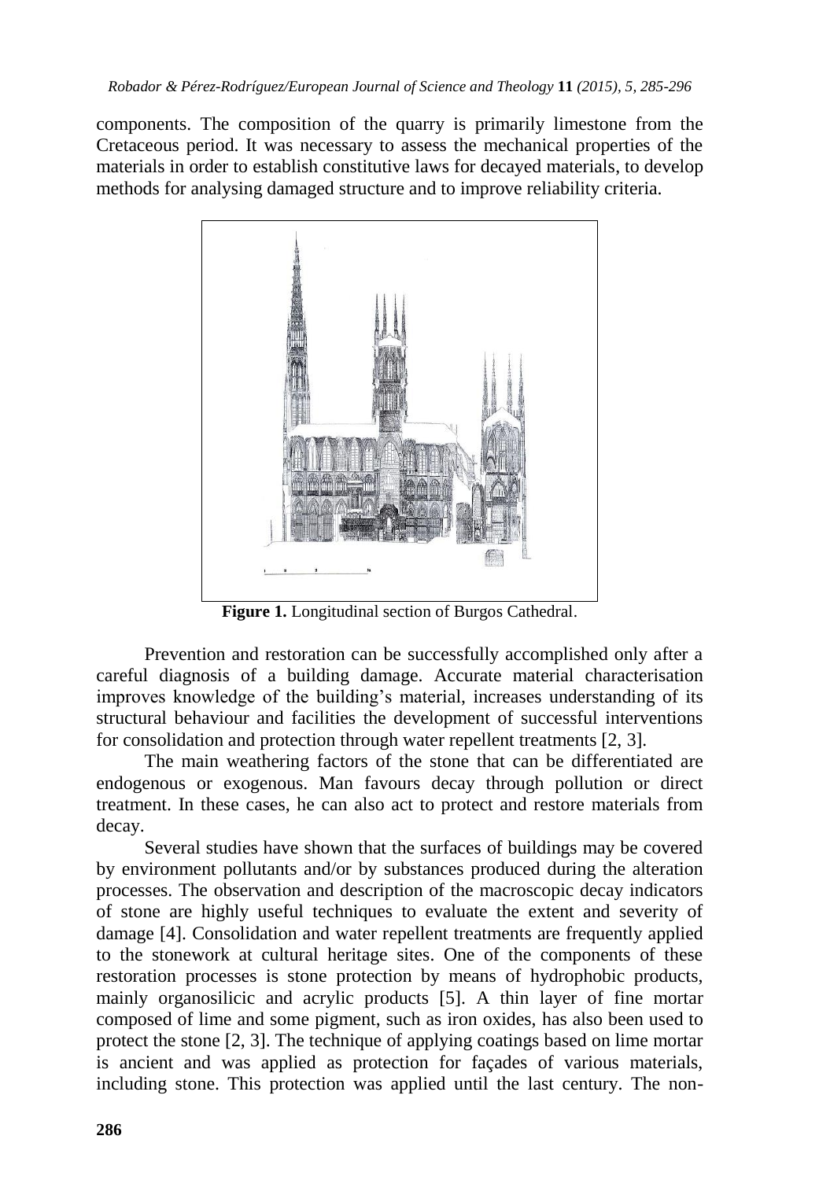components. The composition of the quarry is primarily limestone from the Cretaceous period. It was necessary to assess the mechanical properties of the materials in order to establish constitutive laws for decayed materials, to develop methods for analysing damaged structure and to improve reliability criteria.

**Figure 1.** Longitudinal section of Burgos Cathedral.

Prevention and restoration can be successfully accomplished only after a careful diagnosis of a building damage. Accurate material characterisation improves knowledge of the building's material, increases understanding of its structural behaviour and facilities the development of successful interventions for consolidation and protection through water repellent treatments [2, 3].

The main weathering factors of the stone that can be differentiated are endogenous or exogenous. Man favours decay through pollution or direct treatment. In these cases, he can also act to protect and restore materials from decay.

Several studies have shown that the surfaces of buildings may be covered by environment pollutants and/or by substances produced during the alteration processes. The observation and description of the macroscopic decay indicators of stone are highly useful techniques to evaluate the extent and severity of damage [4]. Consolidation and water repellent treatments are frequently applied to the stonework at cultural heritage sites. One of the components of these restoration processes is stone protection by means of hydrophobic products, mainly organosilicic and acrylic products [5]. A thin layer of fine mortar composed of lime and some pigment, such as iron oxides, has also been used to protect the stone [2, 3]. The technique of applying coatings based on lime mortar is ancient and was applied as protection for façades of various materials, including stone. This protection was applied until the last century. The non-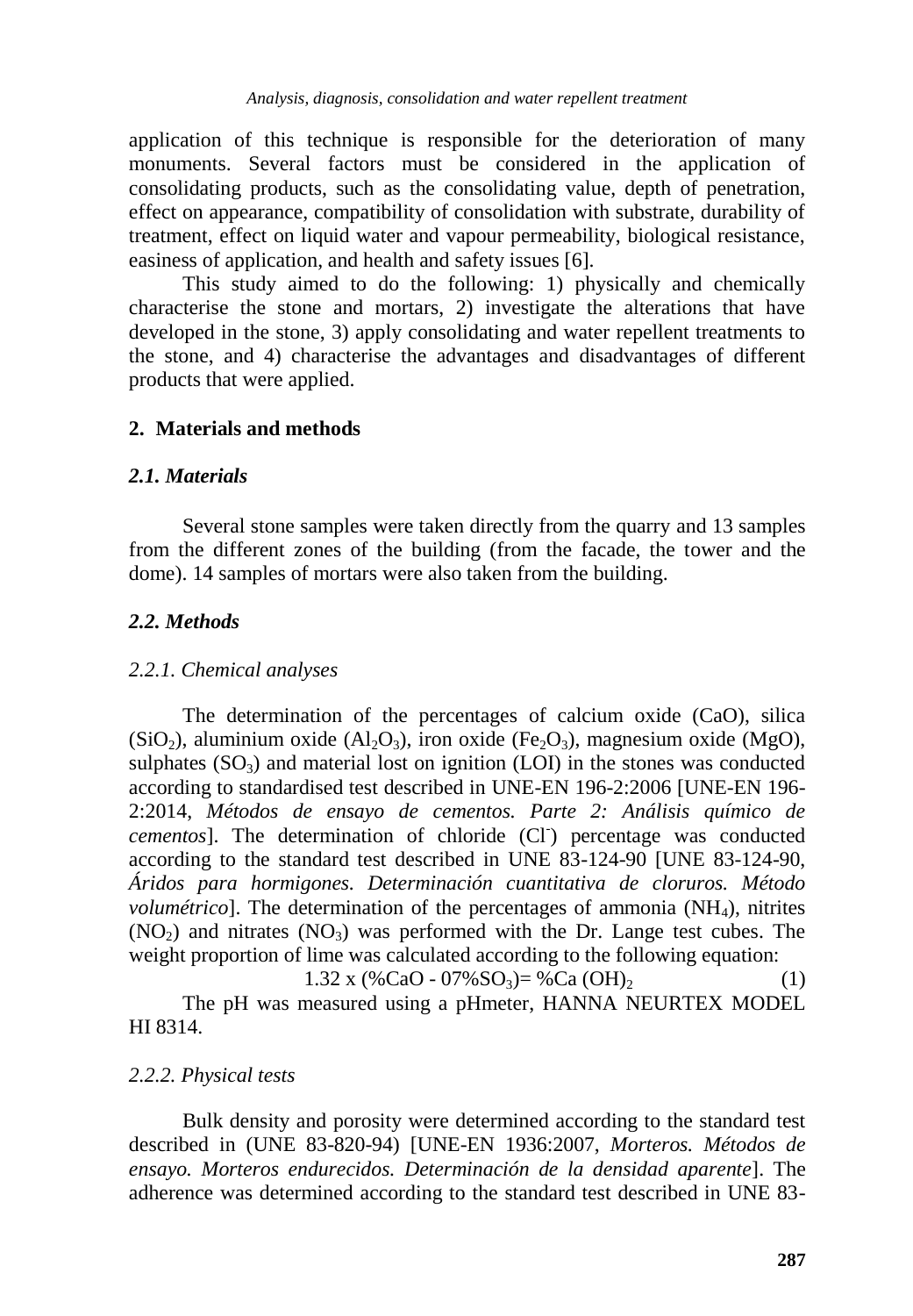application of this technique is responsible for the deterioration of many monuments. Several factors must be considered in the application of consolidating products, such as the consolidating value, depth of penetration, effect on appearance, compatibility of consolidation with substrate, durability of treatment, effect on liquid water and vapour permeability, biological resistance, easiness of application, and health and safety issues [6].

This study aimed to do the following: 1) physically and chemically characterise the stone and mortars, 2) investigate the alterations that have developed in the stone, 3) apply consolidating and water repellent treatments to the stone, and 4) characterise the advantages and disadvantages of different products that were applied.

## 2. Materials and methods

### *2.1. Materials*

Several stone samples were taken directly from the quarry and 13 samples from the different zones of the building (from the facade, the tower and the dome). 14 samples of mortars were also taken from the building.

### *2.2. Methods*

#### *2.2.1. Chemical analyses*

The determination of the percentages of calcium oxide (CaO), silica ($SiO_2$), aluminium oxide ($Al_2O_3$), iron oxide ($Fe_2O_3$), magnesium oxide (MgO), sulphates ($SO_3$) and material lost on ignition (LOI) in the stones was conducted according to standardised test described in UNE-EN 196-2:2006 [UNE-EN 196-2:2014, *Métodos de ensayo de cementos. Parte 2: Análisis químico de cementos*]. The determination of chloride ($Cl^-$) percentage was conducted according to the standard test described in UNE 83-124-90 [UNE 83-124-90, *Áridos para hormigones. Determinación cuantitativa de cloruros. Método volumétrico*]. The determination of the percentages of ammonia ($NH_4$), nitrites ($NO_2$) and nitrates ($NO_3$) was performed with the Dr. Lange test cubes. The weight proportion of lime was calculated according to the following equation:

$$1.32 \text{ x } (\%CaO - 07\%SO_3) = \%Ca\,(OH)_2 \qquad (1)$$

The pH was measured using a pHmeter, HANNA NEURTEX MODEL HI 8314.

#### *2.2.2. Physical tests*

Bulk density and porosity were determined according to the standard test described in (UNE 83-820-94) [UNE-EN 1936:2007, *Morteros. Métodos de ensayo. Morteros endurecidos. Determinación de la densidad aparente*]. The adherence was determined according to the standard test described in UNE 83-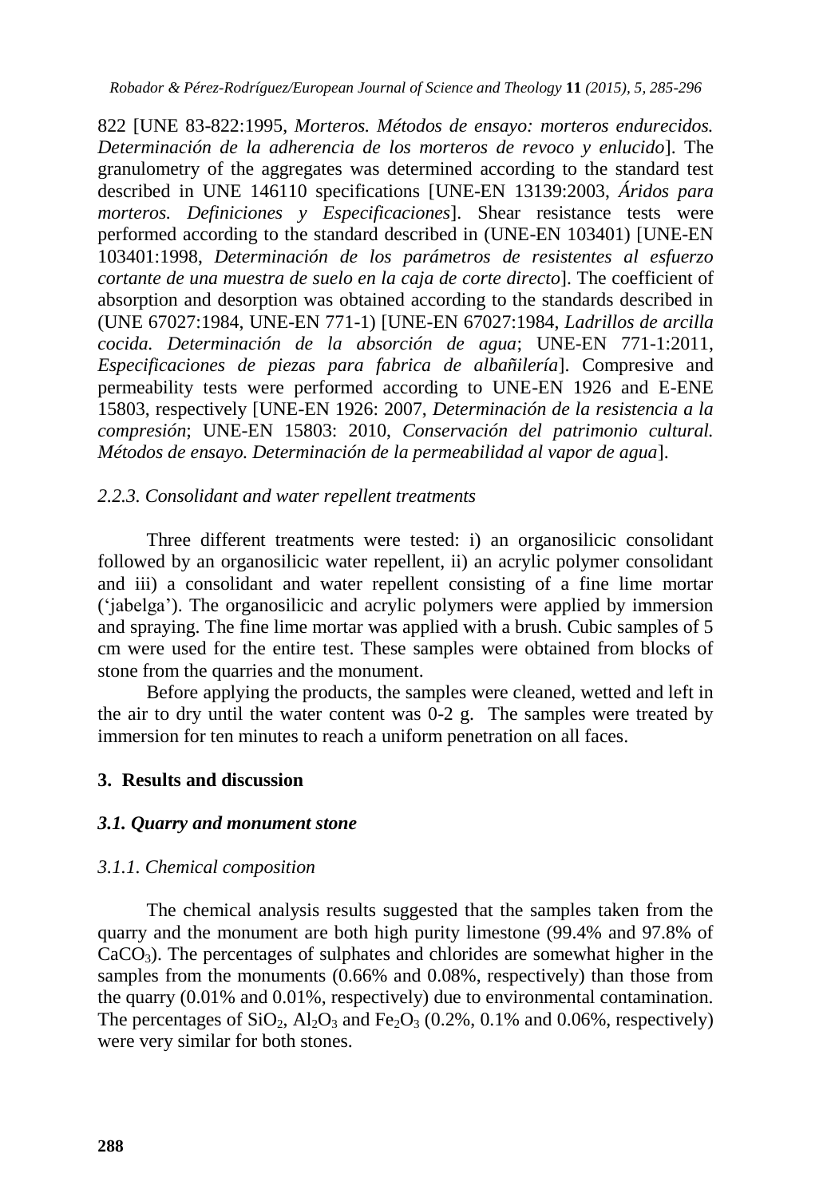822 [UNE 83-822:1995, *Morteros. Métodos de ensayo: morteros endurecidos. Determinación de la adherencia de los morteros de revoco y enlucido*]. The granulometry of the aggregates was determined according to the standard test described in UNE 146110 specifications [UNE-EN 13139:2003, *Áridos para morteros. Definiciones y Especificaciones*]. Shear resistance tests were performed according to the standard described in (UNE-EN 103401) [UNE-EN 103401:1998, *Determinación de los parámetros de resistentes al esfuerzo cortante de una muestra de suelo en la caja de corte directo*]. The coefficient of absorption and desorption was obtained according to the standards described in (UNE 67027:1984, UNE-EN 771-1) [UNE-EN 67027:1984, *Ladrillos de arcilla cocida. Determinación de la absorción de agua*; UNE-EN 771-1:2011, *Especificaciones de piezas para fabrica de albañilería*]. Compresive and permeability tests were performed according to UNE-EN 1926 and E-ENE 15803, respectively [UNE-EN 1926: 2007, *Determinación de la resistencia a la compresión*; UNE-EN 15803: 2010, *Conservación del patrimonio cultural. Métodos de ensayo. Determinación de la permeabilidad al vapor de agua*].

#### *2.2.3. Consolidant and water repellent treatments*

Three different treatments were tested: i) an organosilicic consolidant followed by an organosilicic water repellent, ii) an acrylic polymer consolidant and iii) a consolidant and water repellent consisting of a fine lime mortar ('jabelga'). The organosilicic and acrylic polymers were applied by immersion and spraying. The fine lime mortar was applied with a brush. Cubic samples of 5 cm were used for the entire test. These samples were obtained from blocks of stone from the quarries and the monument.

Before applying the products, the samples were cleaned, wetted and left in the air to dry until the water content was 0-2 g. The samples were treated by immersion for ten minutes to reach a uniform penetration on all faces.

## 3. Results and discussion

### *3.1. Quarry and monument stone*

#### *3.1.1. Chemical composition*

The chemical analysis results suggested that the samples taken from the quarry and the monument are both high purity limestone (99.4% and 97.8% of $CaCO_3$). The percentages of sulphates and chlorides are somewhat higher in the samples from the monuments (0.66% and 0.08%, respectively) than those from the quarry (0.01% and 0.01%, respectively) due to environmental contamination. The percentages of $SiO_2$, $Al_2O_3$ and $Fe_2O_3$ (0.2%, 0.1% and 0.06%, respectively) were very similar for both stones.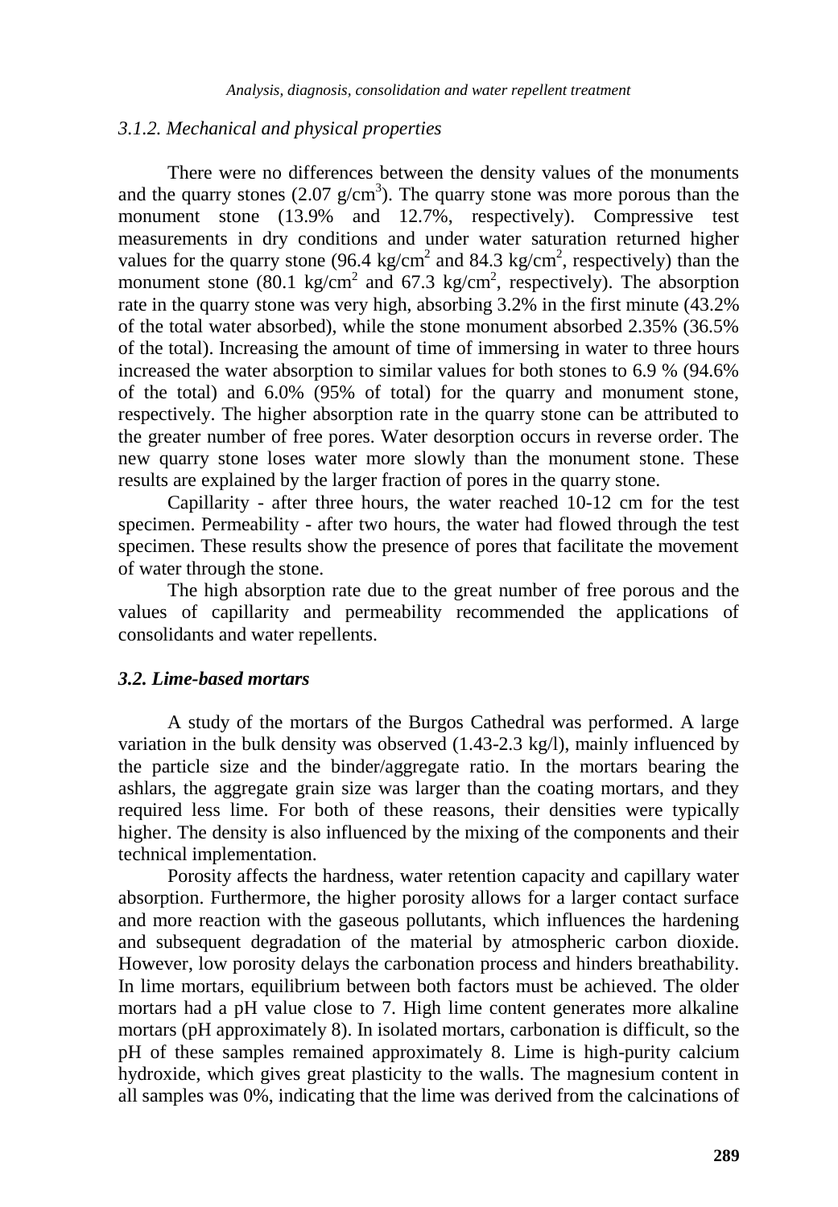### *3.1.2. Mechanical and physical properties*

There were no differences between the density values of the monuments and the quarry stones (2.07 g/cm$^3$). The quarry stone was more porous than the monument stone (13.9% and 12.7%, respectively). Compressive test measurements in dry conditions and under water saturation returned higher values for the quarry stone (96.4 kg/cm$^2$ and 84.3 kg/cm$^2$, respectively) than the monument stone (80.1 kg/cm$^2$ and 67.3 kg/cm$^2$, respectively). The absorption rate in the quarry stone was very high, absorbing 3.2% in the first minute (43.2% of the total water absorbed), while the stone monument absorbed 2.35% (36.5% of the total). Increasing the amount of time of immersing in water to three hours increased the water absorption to similar values for both stones to 6.9 % (94.6% of the total) and 6.0% (95% of total) for the quarry and monument stone, respectively. The higher absorption rate in the quarry stone can be attributed to the greater number of free pores. Water desorption occurs in reverse order. The new quarry stone loses water more slowly than the monument stone. These results are explained by the larger fraction of pores in the quarry stone.

Capillarity - after three hours, the water reached 10-12 cm for the test specimen. Permeability - after two hours, the water had flowed through the test specimen. These results show the presence of pores that facilitate the movement of water through the stone.

The high absorption rate due to the great number of free porous and the values of capillarity and permeability recommended the applications of consolidants and water repellents.

### *3.2. Lime-based mortars*

A study of the mortars of the Burgos Cathedral was performed. A large variation in the bulk density was observed (1.43-2.3 kg/l), mainly influenced by the particle size and the binder/aggregate ratio. In the mortars bearing the ashlars, the aggregate grain size was larger than the coating mortars, and they required less lime. For both of these reasons, their densities were typically higher. The density is also influenced by the mixing of the components and their technical implementation.

Porosity affects the hardness, water retention capacity and capillary water absorption. Furthermore, the higher porosity allows for a larger contact surface and more reaction with the gaseous pollutants, which influences the hardening and subsequent degradation of the material by atmospheric carbon dioxide. However, low porosity delays the carbonation process and hinders breathability. In lime mortars, equilibrium between both factors must be achieved. The older mortars had a pH value close to 7. High lime content generates more alkaline mortars (pH approximately 8). In isolated mortars, carbonation is difficult, so the pH of these samples remained approximately 8. Lime is high-purity calcium hydroxide, which gives great plasticity to the walls. The magnesium content in all samples was 0%, indicating that the lime was derived from the calcinations of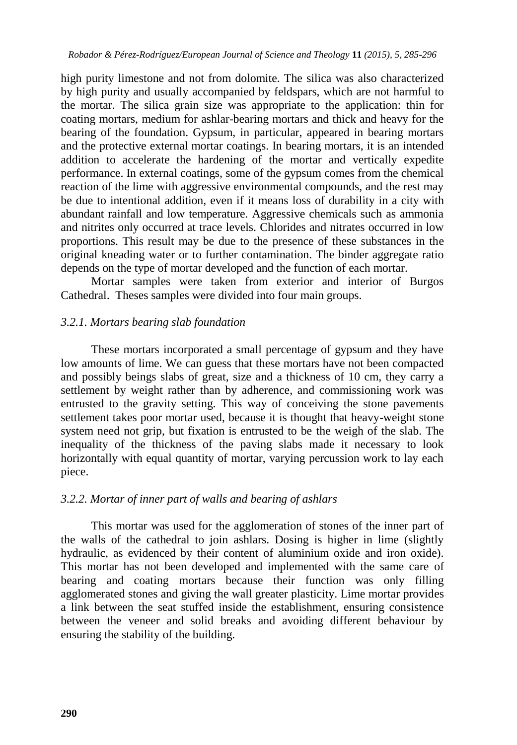high purity limestone and not from dolomite. The silica was also characterized by high purity and usually accompanied by feldspars, which are not harmful to the mortar. The silica grain size was appropriate to the application: thin for coating mortars, medium for ashlar-bearing mortars and thick and heavy for the bearing of the foundation. Gypsum, in particular, appeared in bearing mortars and the protective external mortar coatings. In bearing mortars, it is an intended addition to accelerate the hardening of the mortar and vertically expedite performance. In external coatings, some of the gypsum comes from the chemical reaction of the lime with aggressive environmental compounds, and the rest may be due to intentional addition, even if it means loss of durability in a city with abundant rainfall and low temperature. Aggressive chemicals such as ammonia and nitrites only occurred at trace levels. Chlorides and nitrates occurred in low proportions. This result may be due to the presence of these substances in the original kneading water or to further contamination. The binder aggregate ratio depends on the type of mortar developed and the function of each mortar.

Mortar samples were taken from exterior and interior of Burgos Cathedral. Theses samples were divided into four main groups.

### *3.2.1. Mortars bearing slab foundation*

These mortars incorporated a small percentage of gypsum and they have low amounts of lime. We can guess that these mortars have not been compacted and possibly beings slabs of great, size and a thickness of 10 cm, they carry a settlement by weight rather than by adherence, and commissioning work was entrusted to the gravity setting. This way of conceiving the stone pavements settlement takes poor mortar used, because it is thought that heavy-weight stone system need not grip, but fixation is entrusted to be the weigh of the slab. The inequality of the thickness of the paving slabs made it necessary to look horizontally with equal quantity of mortar, varying percussion work to lay each piece.

### *3.2.2. Mortar of inner part of walls and bearing of ashlars*

This mortar was used for the agglomeration of stones of the inner part of the walls of the cathedral to join ashlars. Dosing is higher in lime (slightly hydraulic, as evidenced by their content of aluminium oxide and iron oxide). This mortar has not been developed and implemented with the same care of bearing and coating mortars because their function was only filling agglomerated stones and giving the wall greater plasticity. Lime mortar provides a link between the seat stuffed inside the establishment, ensuring consistence between the veneer and solid breaks and avoiding different behaviour by ensuring the stability of the building.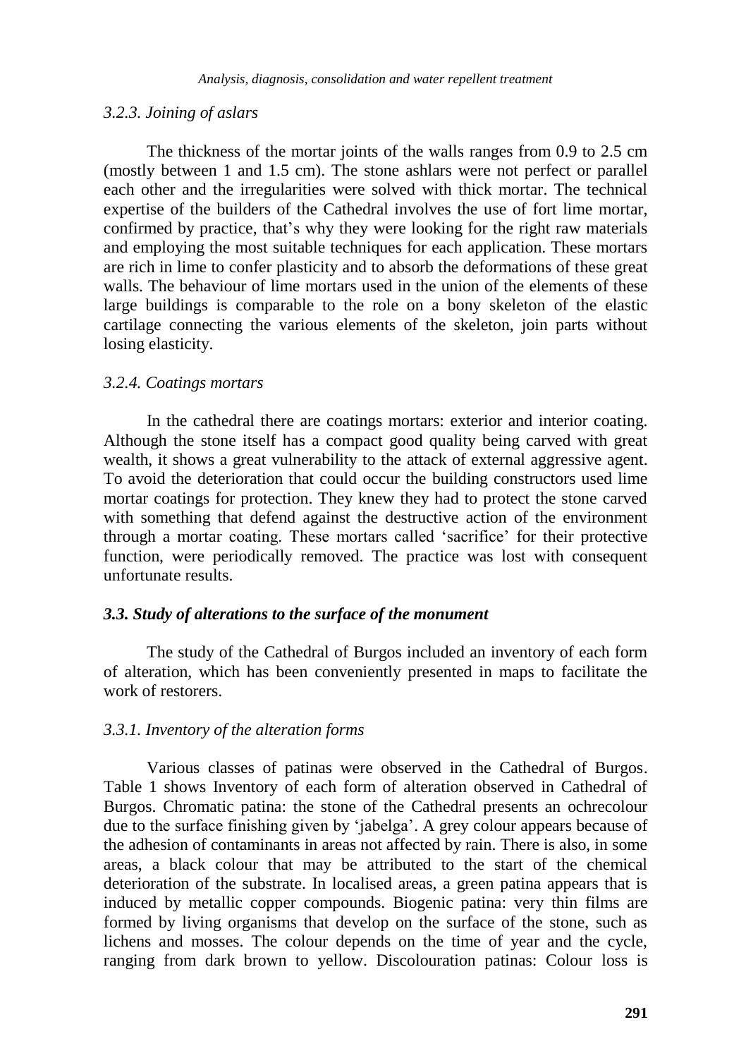### 3.2.3. Joining of aslars

The thickness of the mortar joints of the walls ranges from 0.9 to 2.5 cm (mostly between 1 and 1.5 cm). The stone ashlars were not perfect or parallel each other and the irregularities were solved with thick mortar. The technical expertise of the builders of the Cathedral involves the use of fort lime mortar, confirmed by practice, that's why they were looking for the right raw materials and employing the most suitable techniques for each application. These mortars are rich in lime to confer plasticity and to absorb the deformations of these great walls. The behaviour of lime mortars used in the union of the elements of these large buildings is comparable to the role on a bony skeleton of the elastic cartilage connecting the various elements of the skeleton, join parts without losing elasticity.

### 3.2.4. Coatings mortars

In the cathedral there are coatings mortars: exterior and interior coating. Although the stone itself has a compact good quality being carved with great wealth, it shows a great vulnerability to the attack of external aggressive agent. To avoid the deterioration that could occur the building constructors used lime mortar coatings for protection. They knew they had to protect the stone carved with something that defend against the destructive action of the environment through a mortar coating. These mortars called 'sacrifice' for their protective function, were periodically removed. The practice was lost with consequent unfortunate results.

## 3.3. Study of alterations to the surface of the monument

The study of the Cathedral of Burgos included an inventory of each form of alteration, which has been conveniently presented in maps to facilitate the work of restorers.

### 3.3.1. Inventory of the alteration forms

Various classes of patinas were observed in the Cathedral of Burgos. Table 1 shows Inventory of each form of alteration observed in Cathedral of Burgos. Chromatic patina: the stone of the Cathedral presents an ochrecolour due to the surface finishing given by 'jabelga'. A grey colour appears because of the adhesion of contaminants in areas not affected by rain. There is also, in some areas, a black colour that may be attributed to the start of the chemical deterioration of the substrate. In localised areas, a green patina appears that is induced by metallic copper compounds. Biogenic patina: very thin films are formed by living organisms that develop on the surface of the stone, such as lichens and mosses. The colour depends on the time of year and the cycle, ranging from dark brown to yellow. Discolouration patinas: Colour loss is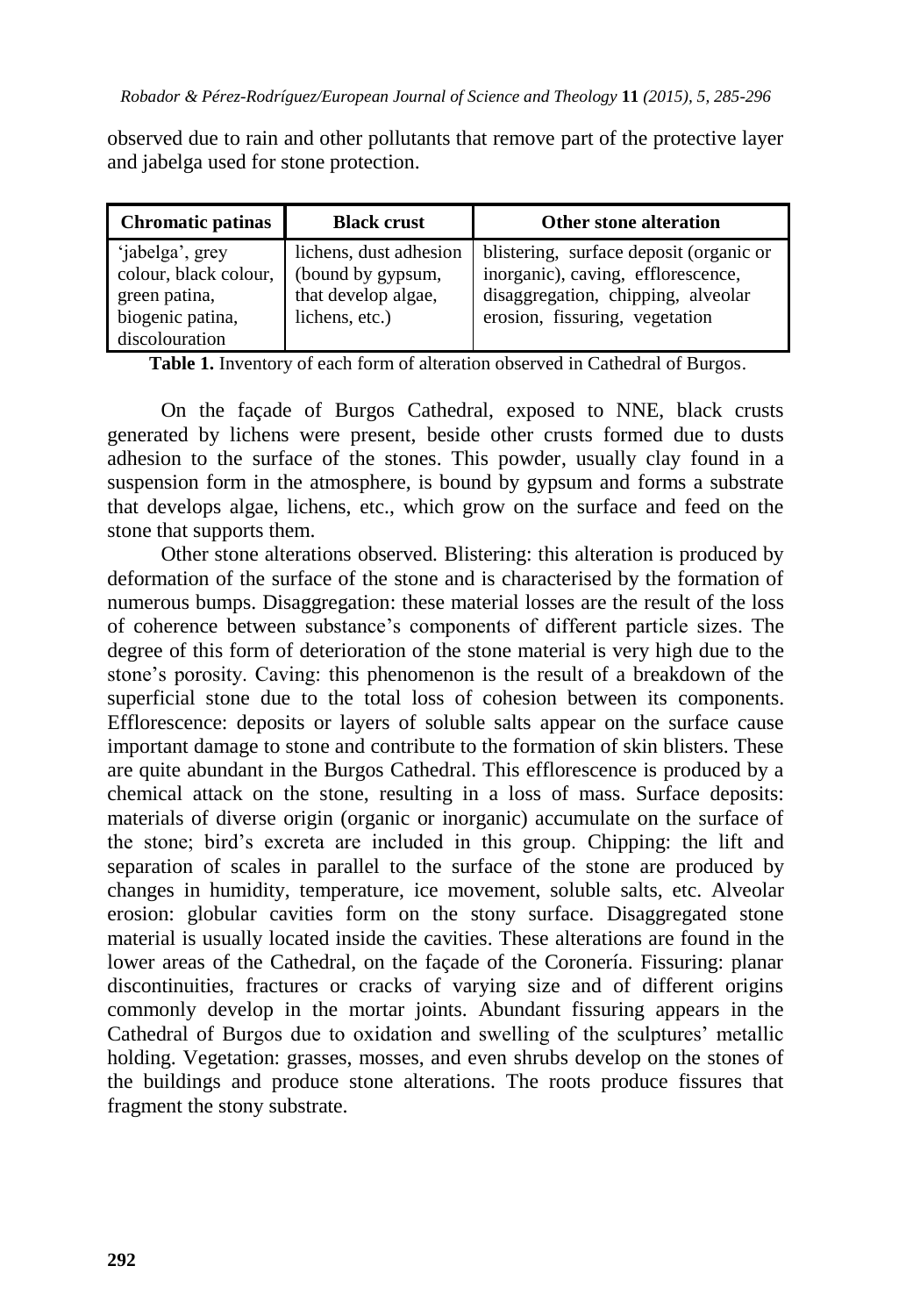observed due to rain and other pollutants that remove part of the protective layer and jabelga used for stone protection.

| Chromatic patinas | Black crust | Other stone alteration |
|---|---|---|
| 'jabelga', grey colour, black colour, green patina, biogenic patina, discolouration | lichens, dust adhesion (bound by gypsum, that develop algae, lichens, etc.) | blistering, surface deposit (organic or inorganic), caving, efflorescence, disaggregation, chipping, alveolar erosion, fissuring, vegetation |

**Table 1.** Inventory of each form of alteration observed in Cathedral of Burgos.

On the façade of Burgos Cathedral, exposed to NNE, black crusts generated by lichens were present, beside other crusts formed due to dusts adhesion to the surface of the stones. This powder, usually clay found in a suspension form in the atmosphere, is bound by gypsum and forms a substrate that develops algae, lichens, etc., which grow on the surface and feed on the stone that supports them.

Other stone alterations observed. Blistering: this alteration is produced by deformation of the surface of the stone and is characterised by the formation of numerous bumps. Disaggregation: these material losses are the result of the loss of coherence between substance's components of different particle sizes. The degree of this form of deterioration of the stone material is very high due to the stone's porosity. Caving: this phenomenon is the result of a breakdown of the superficial stone due to the total loss of cohesion between its components. Efflorescence: deposits or layers of soluble salts appear on the surface cause important damage to stone and contribute to the formation of skin blisters. These are quite abundant in the Burgos Cathedral. This efflorescence is produced by a chemical attack on the stone, resulting in a loss of mass. Surface deposits: materials of diverse origin (organic or inorganic) accumulate on the surface of the stone; bird's excreta are included in this group. Chipping: the lift and separation of scales in parallel to the surface of the stone are produced by changes in humidity, temperature, ice movement, soluble salts, etc. Alveolar erosion: globular cavities form on the stony surface. Disaggregated stone material is usually located inside the cavities. These alterations are found in the lower areas of the Cathedral, on the façade of the Coronería. Fissuring: planar discontinuities, fractures or cracks of varying size and of different origins commonly develop in the mortar joints. Abundant fissuring appears in the Cathedral of Burgos due to oxidation and swelling of the sculptures' metallic holding. Vegetation: grasses, mosses, and even shrubs develop on the stones of the buildings and produce stone alterations. The roots produce fissures that fragment the stony substrate.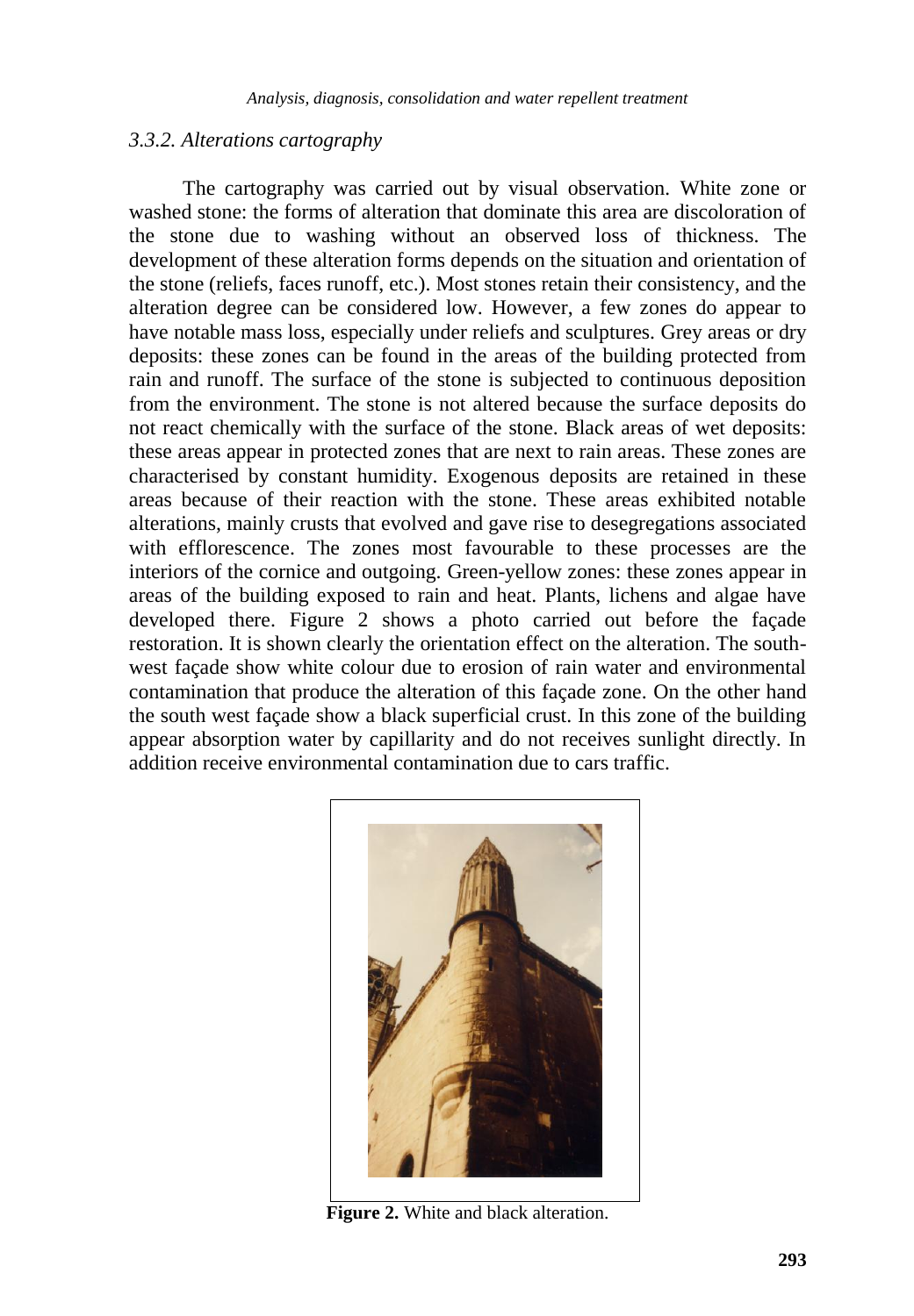### 3.3.2. Alterations cartography

The cartography was carried out by visual observation. White zone or washed stone: the forms of alteration that dominate this area are discoloration of the stone due to washing without an observed loss of thickness. The development of these alteration forms depends on the situation and orientation of the stone (reliefs, faces runoff, etc.). Most stones retain their consistency, and the alteration degree can be considered low. However, a few zones do appear to have notable mass loss, especially under reliefs and sculptures. Grey areas or dry deposits: these zones can be found in the areas of the building protected from rain and runoff. The surface of the stone is subjected to continuous deposition from the environment. The stone is not altered because the surface deposits do not react chemically with the surface of the stone. Black areas of wet deposits: these areas appear in protected zones that are next to rain areas. These zones are characterised by constant humidity. Exogenous deposits are retained in these areas because of their reaction with the stone. These areas exhibited notable alterations, mainly crusts that evolved and gave rise to desegregations associated with efflorescence. The zones most favourable to these processes are the interiors of the cornice and outgoing. Green-yellow zones: these zones appear in areas of the building exposed to rain and heat. Plants, lichens and algae have developed there. Figure 2 shows a photo carried out before the façade restoration. It is shown clearly the orientation effect on the alteration. The south-west façade show white colour due to erosion of rain water and environmental contamination that produce the alteration of this façade zone. On the other hand the south west façade show a black superficial crust. In this zone of the building appear absorption water by capillarity and do not receives sunlight directly. In addition receive environmental contamination due to cars traffic.

**Figure 2.** White and black alteration.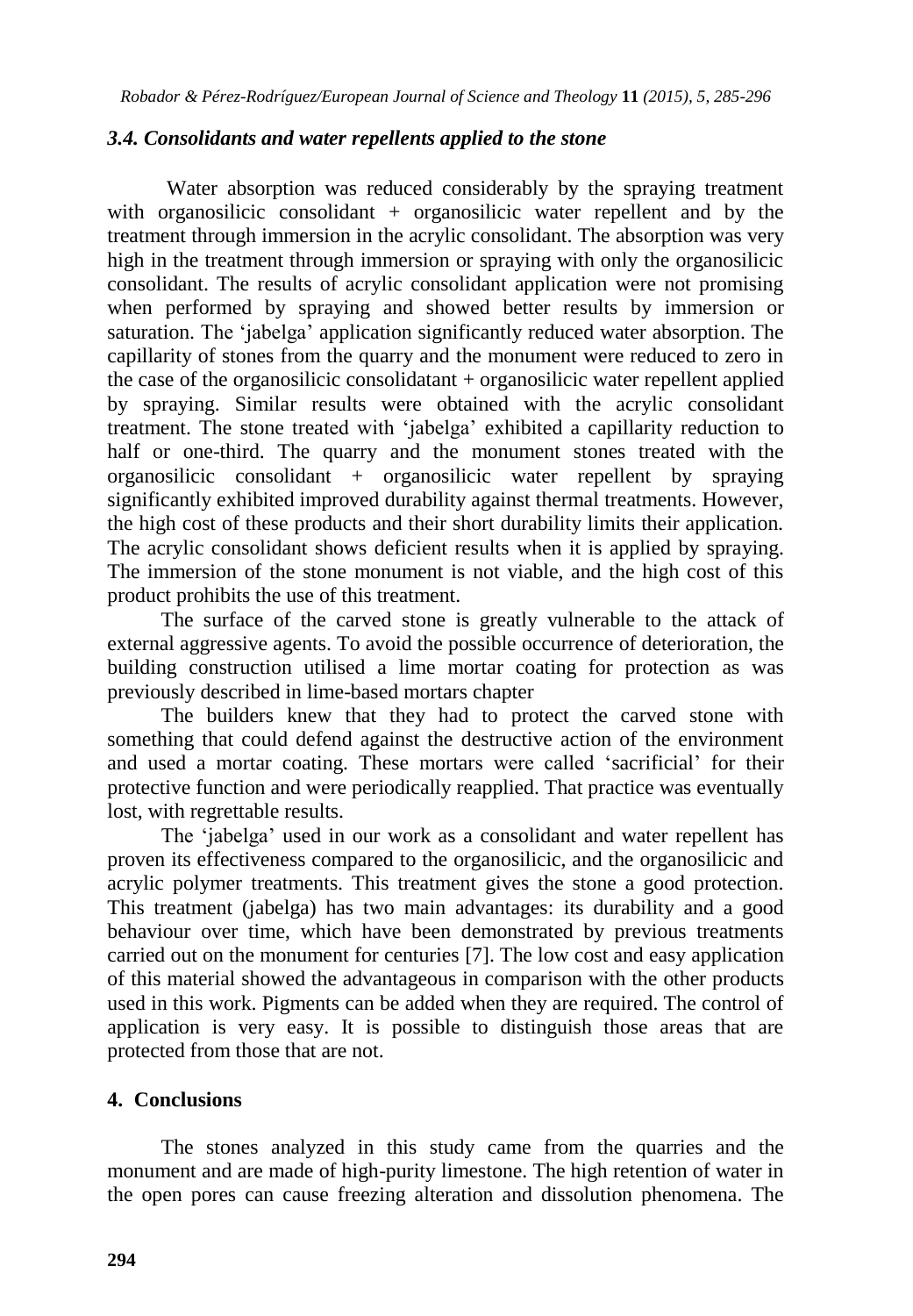### *3.4. Consolidants and water repellents applied to the stone*

Water absorption was reduced considerably by the spraying treatment with organosilicic consolidant + organosilicic water repellent and by the treatment through immersion in the acrylic consolidant. The absorption was very high in the treatment through immersion or spraying with only the organosilicic consolidant. The results of acrylic consolidant application were not promising when performed by spraying and showed better results by immersion or saturation. The 'jabelga' application significantly reduced water absorption. The capillarity of stones from the quarry and the monument were reduced to zero in the case of the organosilicic consolidatant + organosilicic water repellent applied by spraying. Similar results were obtained with the acrylic consolidant treatment. The stone treated with 'jabelga' exhibited a capillarity reduction to half or one-third. The quarry and the monument stones treated with the organosilicic consolidant + organosilicic water repellent by spraying significantly exhibited improved durability against thermal treatments. However, the high cost of these products and their short durability limits their application. The acrylic consolidant shows deficient results when it is applied by spraying. The immersion of the stone monument is not viable, and the high cost of this product prohibits the use of this treatment.

The surface of the carved stone is greatly vulnerable to the attack of external aggressive agents. To avoid the possible occurrence of deterioration, the building construction utilised a lime mortar coating for protection as was previously described in lime-based mortars chapter

The builders knew that they had to protect the carved stone with something that could defend against the destructive action of the environment and used a mortar coating. These mortars were called 'sacrificial' for their protective function and were periodically reapplied. That practice was eventually lost, with regrettable results.

The 'jabelga' used in our work as a consolidant and water repellent has proven its effectiveness compared to the organosilicic, and the organosilicic and acrylic polymer treatments. This treatment gives the stone a good protection. This treatment (jabelga) has two main advantages: its durability and a good behaviour over time, which have been demonstrated by previous treatments carried out on the monument for centuries [7]. The low cost and easy application of this material showed the advantageous in comparison with the other products used in this work. Pigments can be added when they are required. The control of application is very easy. It is possible to distinguish those areas that are protected from those that are not.

## 4. Conclusions

The stones analyzed in this study came from the quarries and the monument and are made of high-purity limestone. The high retention of water in the open pores can cause freezing alteration and dissolution phenomena. The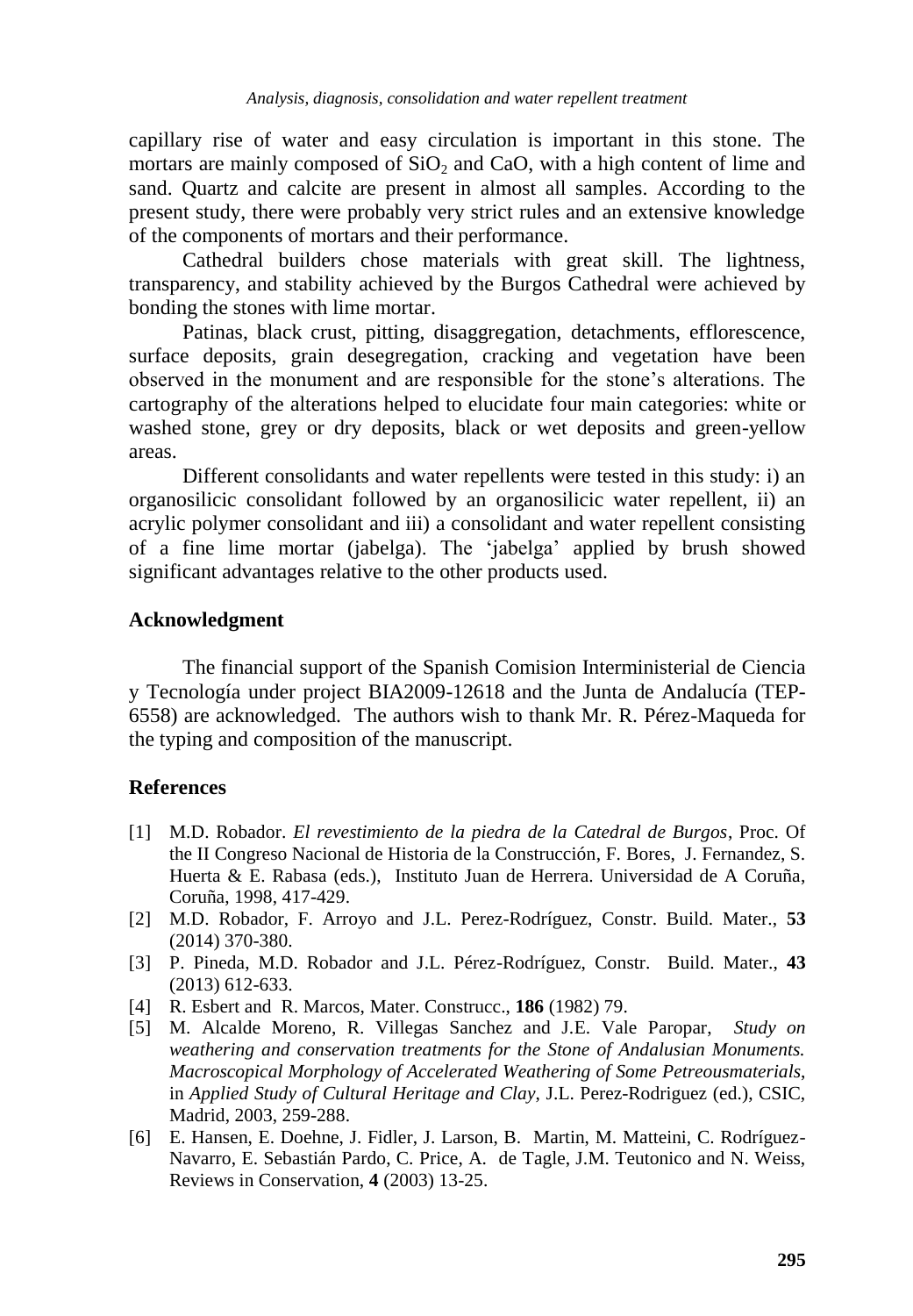capillary rise of water and easy circulation is important in this stone. The mortars are mainly composed of $SiO_2$ and CaO, with a high content of lime and sand. Quartz and calcite are present in almost all samples. According to the present study, there were probably very strict rules and an extensive knowledge of the components of mortars and their performance.

Cathedral builders chose materials with great skill. The lightness, transparency, and stability achieved by the Burgos Cathedral were achieved by bonding the stones with lime mortar.

Patinas, black crust, pitting, disaggregation, detachments, efflorescence, surface deposits, grain desegregation, cracking and vegetation have been observed in the monument and are responsible for the stone's alterations. The cartography of the alterations helped to elucidate four main categories: white or washed stone, grey or dry deposits, black or wet deposits and green-yellow areas.

Different consolidants and water repellents were tested in this study: i) an organosilicic consolidant followed by an organosilicic water repellent, ii) an acrylic polymer consolidant and iii) a consolidant and water repellent consisting of a fine lime mortar (jabelga). The 'jabelga' applied by brush showed significant advantages relative to the other products used.

## Acknowledgment

The financial support of the Spanish Comision Interministerial de Ciencia y Tecnología under project BIA2009-12618 and the Junta de Andalucía (TEP-6558) are acknowledged. The authors wish to thank Mr. R. Pérez-Maqueda for the typing and composition of the manuscript.

## References

[1] M.D. Robador. *El revestimiento de la piedra de la Catedral de Burgos*, Proc. Of the II Congreso Nacional de Historia de la Construcción, F. Bores, J. Fernandez, S. Huerta & E. Rabasa (eds.), Instituto Juan de Herrera. Universidad de A Coruña, Coruña, 1998, 417-429.

[2] M.D. Robador, F. Arroyo and J.L. Perez-Rodríguez, Constr. Build. Mater., **53** (2014) 370-380.

[3] P. Pineda, M.D. Robador and J.L. Pérez-Rodríguez, Constr. Build. Mater., **43** (2013) 612-633.

[4] R. Esbert and R. Marcos, Mater. Construcc., **186** (1982) 79.

[5] M. Alcalde Moreno, R. Villegas Sanchez and J.E. Vale Paropar, *Study on weathering and conservation treatments for the Stone of Andalusian Monuments. Macroscopical Morphology of Accelerated Weathering of Some Petreousmaterials*, in *Applied Study of Cultural Heritage and Clay*, J.L. Perez-Rodriguez (ed.), CSIC, Madrid, 2003, 259-288.

[6] E. Hansen, E. Doehne, J. Fidler, J. Larson, B. Martin, M. Matteini, C. Rodríguez-Navarro, E. Sebastián Pardo, C. Price, A. de Tagle, J.M. Teutonico and N. Weiss, Reviews in Conservation, **4** (2003) 13-25.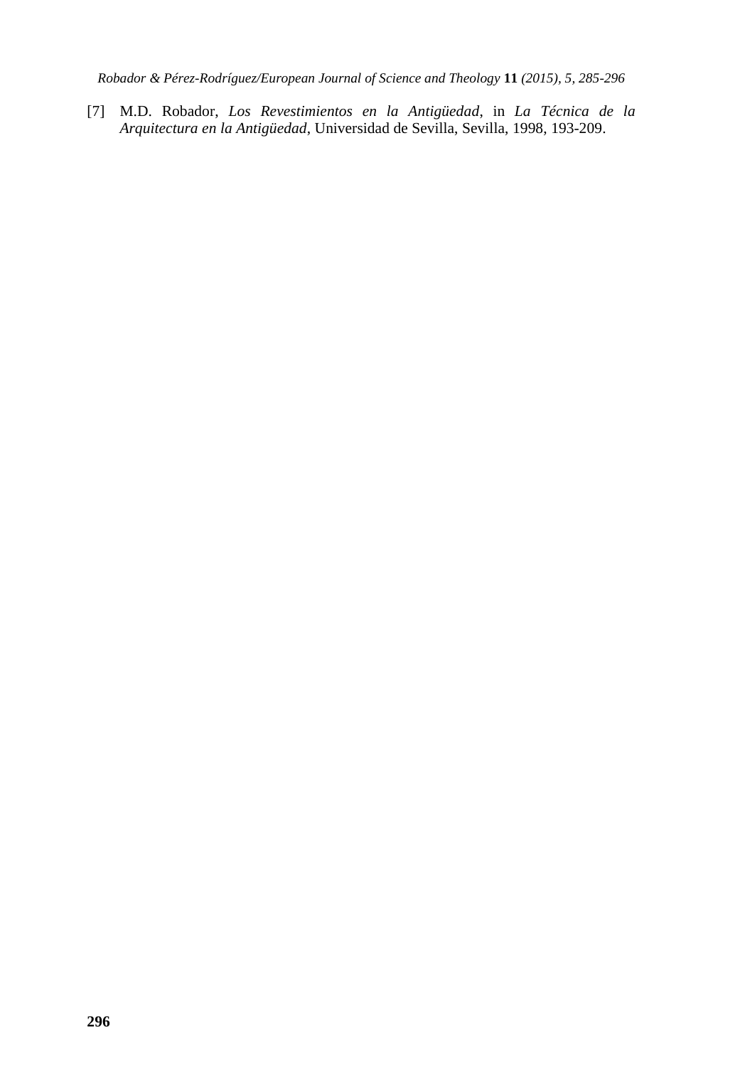[7] M.D. Robador, *Los Revestimientos en la Antigüedad*, in *La Técnica de la Arquitectura en la Antigüedad*, Universidad de Sevilla, Sevilla, 1998, 193-209.